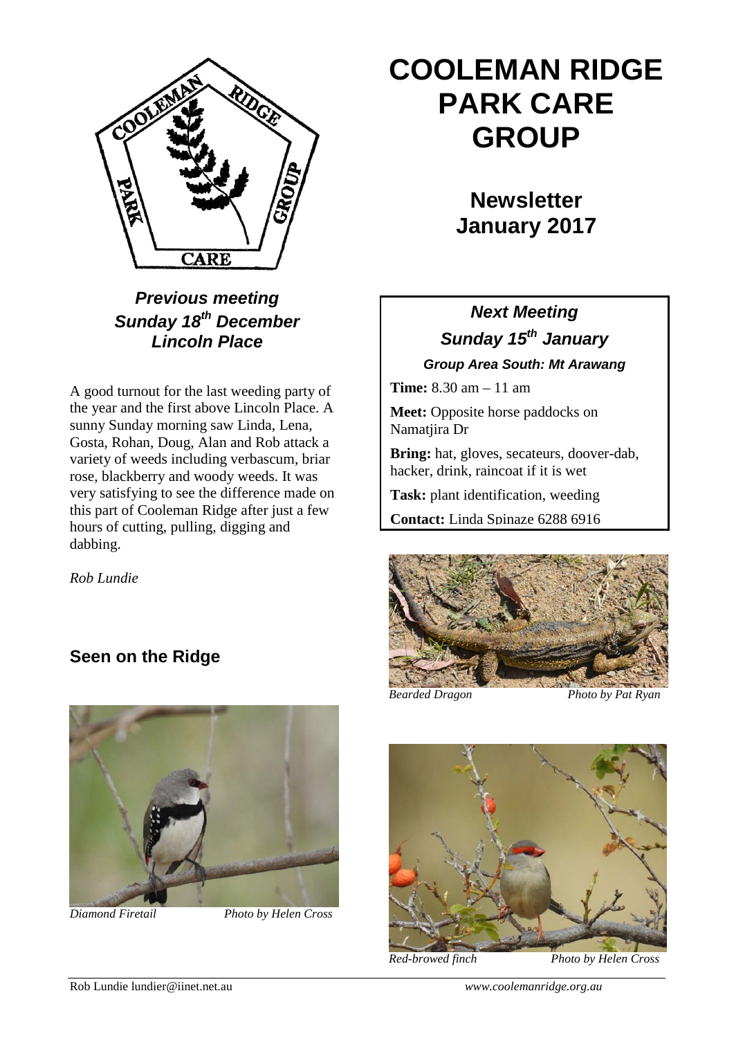# COOLEMAN RIDGE PARK CARE GROUP

## Newsletter January 2017

### *Previous meeting Sunday 18th December Lincoln Place*

A good turnout for the last weeding party of the year and the first above Lincoln Place. A sunny Sunday morning saw Linda, Lena, Gosta, Rohan, Doug, Alan and Rob attack a variety of weeds including verbascum, briar rose, blackberry and woody weeds. It was very satisfying to see the difference made on this part of Cooleman Ridge after just a few hours of cutting, pulling, digging and dabbing.

*Rob Lundie*

### *Next Meeting*

### *Sunday 15th January*

***Group Area South: Mt Arawang***

**Time:** 8.30 am – 11 am

**Meet:** Opposite horse paddocks on Namatjira Dr

**Bring:** hat, gloves, secateurs, doover-dab, hacker, drink, raincoat if it is wet

**Task:** plant identification, weeding

**Contact:** Linda Spinaze 6288 6916

## Seen on the Ridge

*Bearded Dragon* *Photo by Pat Ryan*

*Diamond Firetail* *Photo by Helen Cross*

*Red-browed finch* *Photo by Helen Cross*

Rob Lundie lundier@iinet.net.au *www.coolemanridge.org.au*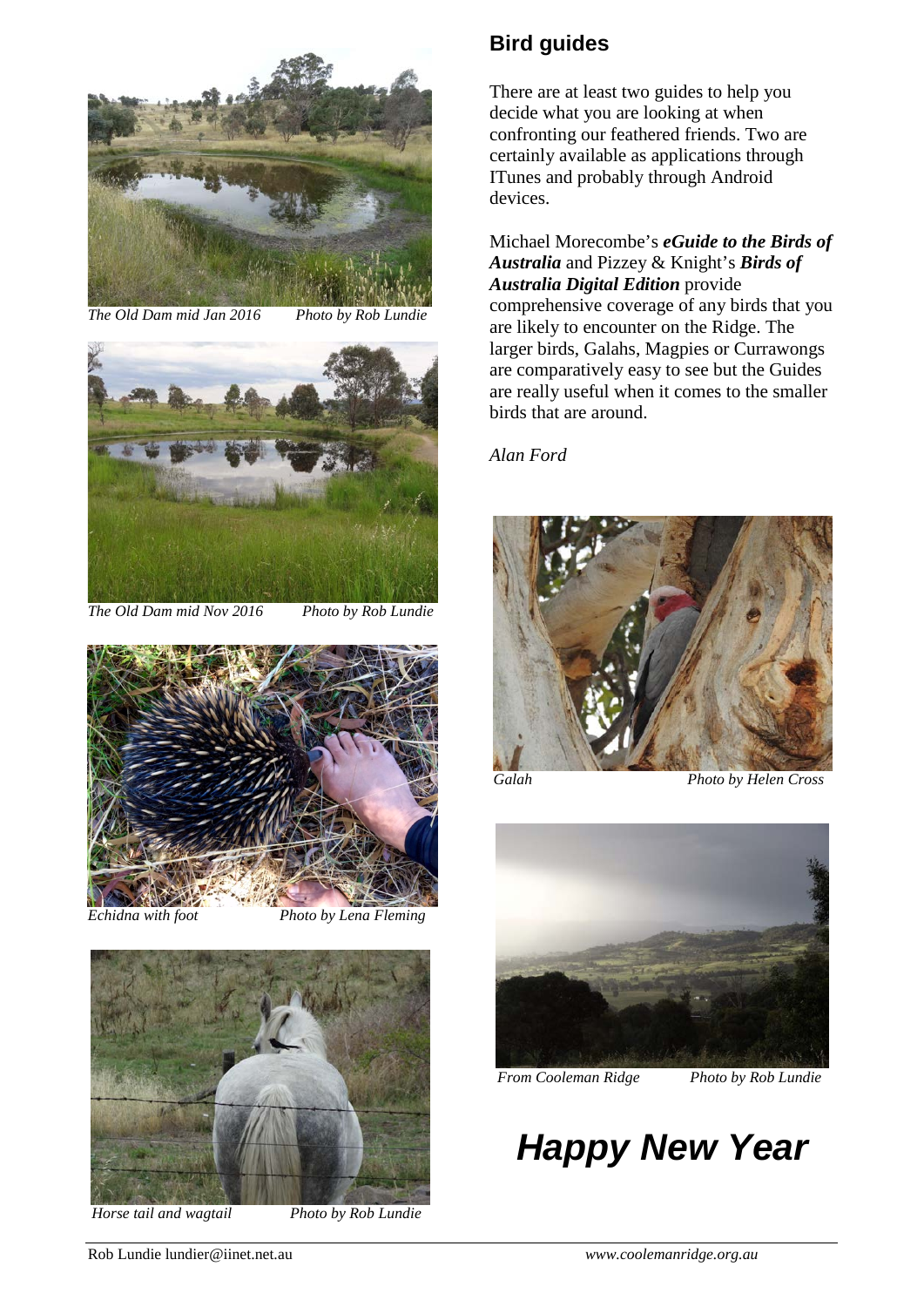The Old Dam mid Jan 2016 *Photo by Rob Lundie*

*The Old Dam mid Nov 2016* *Photo by Rob Lundie*

*Echidna with foot* *Photo by Lena Fleming*

*Horse tail and wagtail* *Photo by Rob Lundie*

## Bird guides

There are at least two guides to help you decide what you are looking at when confronting our feathered friends. Two are certainly available as applications through ITunes and probably through Android devices.

Michael Morecombe's ***eGuide to the Birds of Australia*** and Pizzey & Knight's ***Birds of Australia Digital Edition*** provide comprehensive coverage of any birds that you are likely to encounter on the Ridge. The larger birds, Galahs, Magpies or Currawongs are comparatively easy to see but the Guides are really useful when it comes to the smaller birds that are around.

*Alan Ford*

*Galah* *Photo by Helen Cross*

*From Cooleman Ridge* *Photo by Rob Lundie*

# ***Happy New Year***